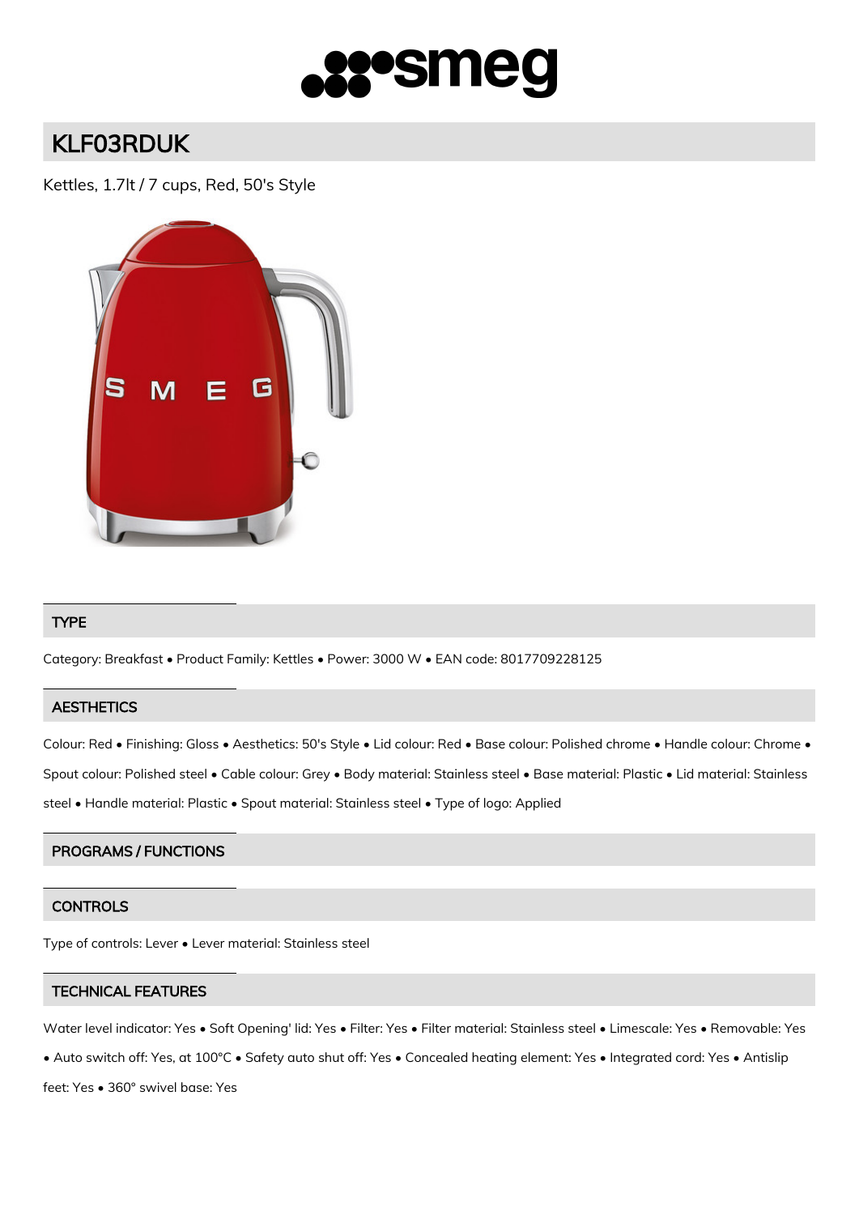# KLF03RDUK

Kettles, 1.7lt / 7 cups, Red, 50's Style

## TYPE

Category: Breakfast • Product Family: Kettles • Power: 3000 W • EAN code: 8017709228125

## AESTHETICS

Colour: Red • Finishing: Gloss • Aesthetics: 50's Style • Lid colour: Red • Base colour: Polished chrome • Handle colour: Chrome • Spout colour: Polished steel • Cable colour: Grey • Body material: Stainless steel • Base material: Plastic • Lid material: Stainless steel • Handle material: Plastic • Spout material: Stainless steel • Type of logo: Applied

## PROGRAMS / FUNCTIONS

## CONTROLS

Type of controls: Lever • Lever material: Stainless steel

## TECHNICAL FEATURES

Water level indicator: Yes • Soft Opening' lid: Yes • Filter: Yes • Filter material: Stainless steel • Limescale: Yes • Removable: Yes • Auto switch off: Yes, at 100°C • Safety auto shut off: Yes • Concealed heating element: Yes • Integrated cord: Yes • Antislip feet: Yes • 360° swivel base: Yes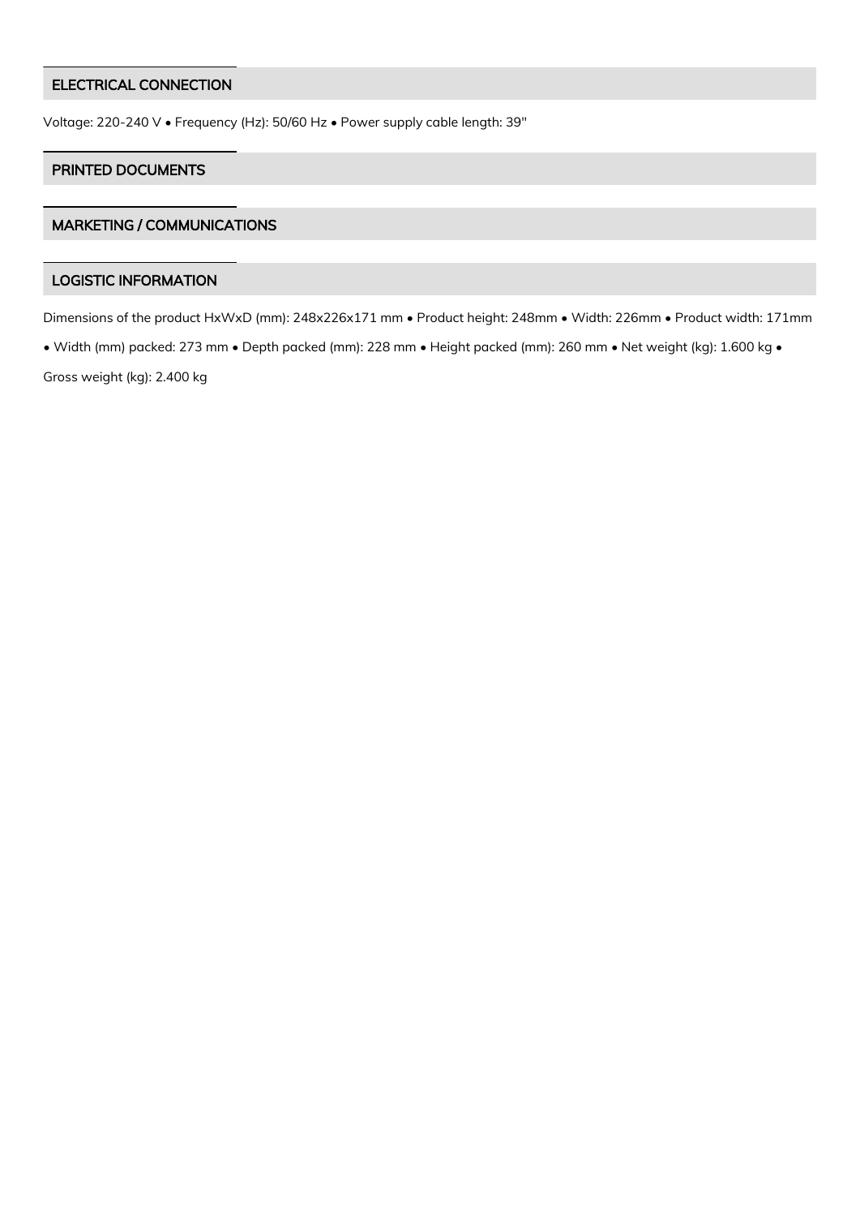## ELECTRICAL CONNECTION

Voltage: 220-240 V • Frequency (Hz): 50/60 Hz • Power supply cable length: 39"

## PRINTED DOCUMENTS

## MARKETING / COMMUNICATIONS

## LOGISTIC INFORMATION

Dimensions of the product HxWxD (mm): 248x226x171 mm • Product height: 248mm • Width: 226mm • Product width: 171mm • Width (mm) packed: 273 mm • Depth packed (mm): 228 mm • Height packed (mm): 260 mm • Net weight (kg): 1.600 kg • Gross weight (kg): 2.400 kg